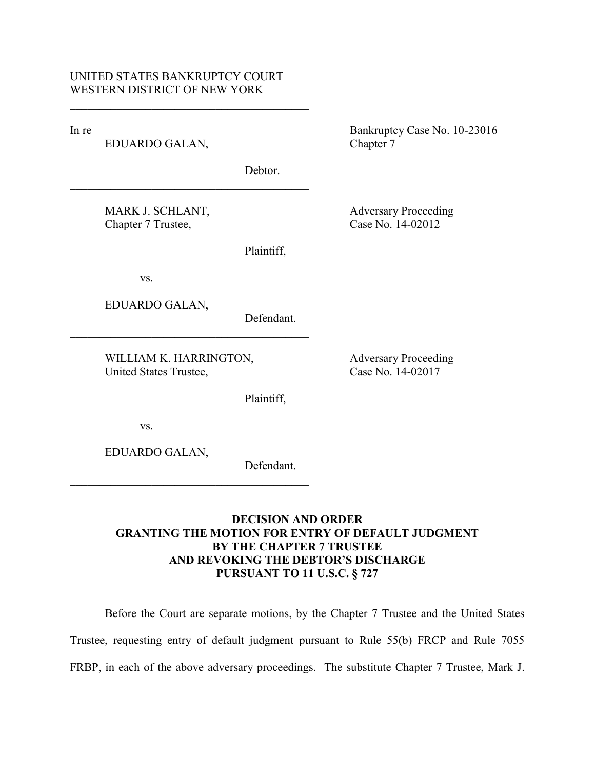UNITED STATES BANKRUPTCY COURT
WESTERN DISTRICT OF NEW YORK

---

In re
EDUARDO GALAN,

Debtor.

Bankruptcy Case No. 10-23016
Chapter 7

---

MARK J. SCHLANT,
Chapter 7 Trustee,

Plaintiff,

vs.

EDUARDO GALAN,

Defendant.

Adversary Proceeding
Case No. 14-02012

---

WILLIAM K. HARRINGTON,
United States Trustee,

Plaintiff,

vs.

EDUARDO GALAN,

Defendant.

Adversary Proceeding
Case No. 14-02017

---

**DECISION AND ORDER**
**GRANTING THE MOTION FOR ENTRY OF DEFAULT JUDGMENT**
**BY THE CHAPTER 7 TRUSTEE**
**AND REVOKING THE DEBTOR'S DISCHARGE**
**PURSUANT TO 11 U.S.C. § 727**

Before the Court are separate motions, by the Chapter 7 Trustee and the United States Trustee, requesting entry of default judgment pursuant to Rule 55(b) FRCP and Rule 7055 FRBP, in each of the above adversary proceedings. The substitute Chapter 7 Trustee, Mark J.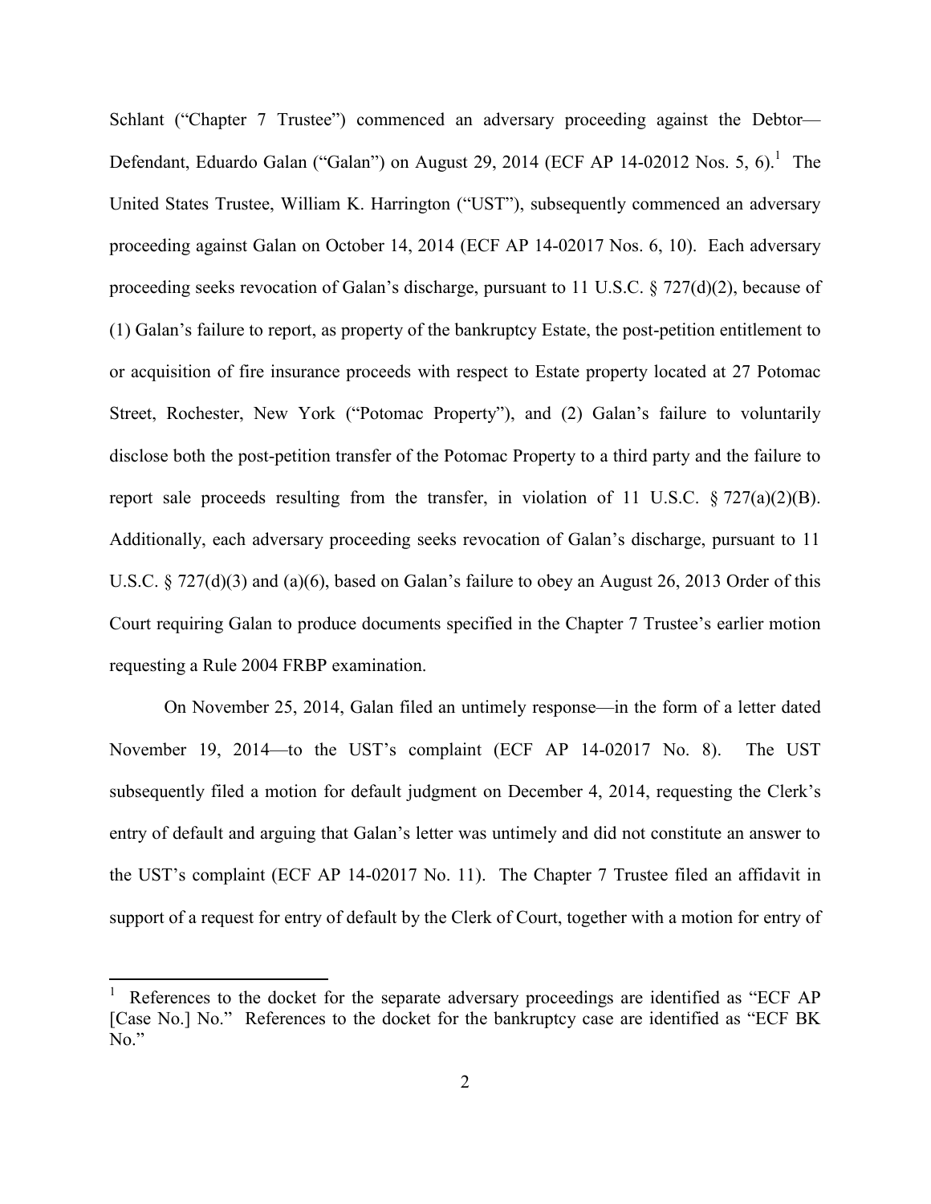Schlant ("Chapter 7 Trustee") commenced an adversary proceeding against the Debtor—Defendant, Eduardo Galan ("Galan") on August 29, 2014 (ECF AP 14-02012 Nos. 5, 6).[1] The United States Trustee, William K. Harrington ("UST"), subsequently commenced an adversary proceeding against Galan on October 14, 2014 (ECF AP 14-02017 Nos. 6, 10). Each adversary proceeding seeks revocation of Galan's discharge, pursuant to 11 U.S.C. § 727(d)(2), because of (1) Galan's failure to report, as property of the bankruptcy Estate, the post-petition entitlement to or acquisition of fire insurance proceeds with respect to Estate property located at 27 Potomac Street, Rochester, New York ("Potomac Property"), and (2) Galan's failure to voluntarily disclose both the post-petition transfer of the Potomac Property to a third party and the failure to report sale proceeds resulting from the transfer, in violation of 11 U.S.C. § 727(a)(2)(B). Additionally, each adversary proceeding seeks revocation of Galan's discharge, pursuant to 11 U.S.C. § 727(d)(3) and (a)(6), based on Galan's failure to obey an August 26, 2013 Order of this Court requiring Galan to produce documents specified in the Chapter 7 Trustee's earlier motion requesting a Rule 2004 FRBP examination.

On November 25, 2014, Galan filed an untimely response—in the form of a letter dated November 19, 2014—to the UST's complaint (ECF AP 14-02017 No. 8). The UST subsequently filed a motion for default judgment on December 4, 2014, requesting the Clerk's entry of default and arguing that Galan's letter was untimely and did not constitute an answer to the UST's complaint (ECF AP 14-02017 No. 11). The Chapter 7 Trustee filed an affidavit in support of a request for entry of default by the Clerk of Court, together with a motion for entry of

[1] References to the docket for the separate adversary proceedings are identified as "ECF AP [Case No.] No." References to the docket for the bankruptcy case are identified as "ECF BK No."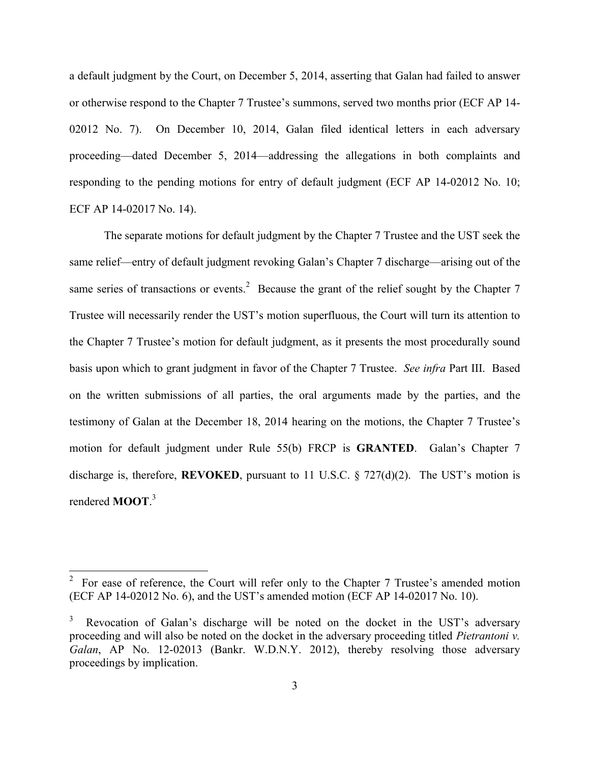a default judgment by the Court, on December 5, 2014, asserting that Galan had failed to answer or otherwise respond to the Chapter 7 Trustee's summons, served two months prior (ECF AP 14-02012 No. 7). On December 10, 2014, Galan filed identical letters in each adversary proceeding—dated December 5, 2014—addressing the allegations in both complaints and responding to the pending motions for entry of default judgment (ECF AP 14-02012 No. 10; ECF AP 14-02017 No. 14).

The separate motions for default judgment by the Chapter 7 Trustee and the UST seek the same relief—entry of default judgment revoking Galan's Chapter 7 discharge—arising out of the same series of transactions or events.[2] Because the grant of the relief sought by the Chapter 7 Trustee will necessarily render the UST's motion superfluous, the Court will turn its attention to the Chapter 7 Trustee's motion for default judgment, as it presents the most procedurally sound basis upon which to grant judgment in favor of the Chapter 7 Trustee. *See infra* Part III. Based on the written submissions of all parties, the oral arguments made by the parties, and the testimony of Galan at the December 18, 2014 hearing on the motions, the Chapter 7 Trustee's motion for default judgment under Rule 55(b) FRCP is **GRANTED**. Galan's Chapter 7 discharge is, therefore, **REVOKED**, pursuant to 11 U.S.C. § 727(d)(2). The UST's motion is rendered **MOOT**.[3]

---

[2] For ease of reference, the Court will refer only to the Chapter 7 Trustee's amended motion (ECF AP 14-02012 No. 6), and the UST's amended motion (ECF AP 14-02017 No. 10).

[3] Revocation of Galan's discharge will be noted on the docket in the UST's adversary proceeding and will also be noted on the docket in the adversary proceeding titled *Pietrantoni v. Galan*, AP No. 12-02013 (Bankr. W.D.N.Y. 2012), thereby resolving those adversary proceedings by implication.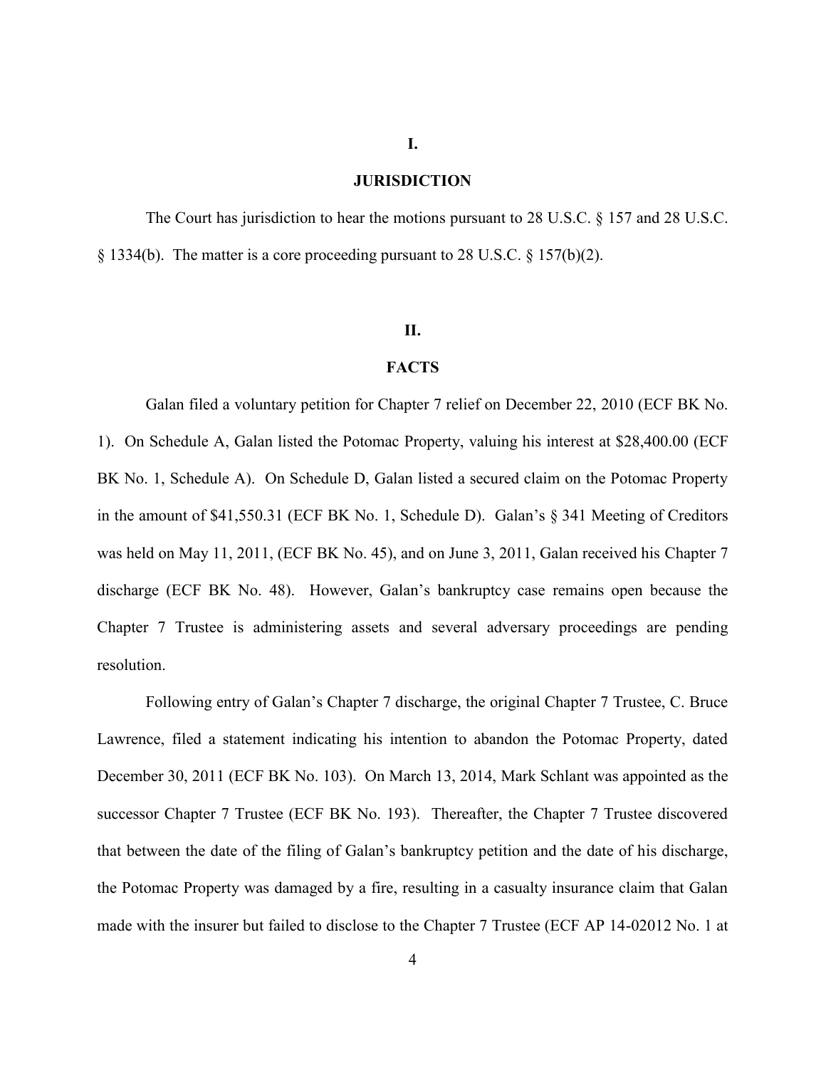## I.

## JURISDICTION

The Court has jurisdiction to hear the motions pursuant to 28 U.S.C. § 157 and 28 U.S.C. § 1334(b). The matter is a core proceeding pursuant to 28 U.S.C. § 157(b)(2).

## II.

## FACTS

Galan filed a voluntary petition for Chapter 7 relief on December 22, 2010 (ECF BK No. 1). On Schedule A, Galan listed the Potomac Property, valuing his interest at $28,400.00 (ECF BK No. 1, Schedule A). On Schedule D, Galan listed a secured claim on the Potomac Property in the amount of $41,550.31 (ECF BK No. 1, Schedule D). Galan's § 341 Meeting of Creditors was held on May 11, 2011, (ECF BK No. 45), and on June 3, 2011, Galan received his Chapter 7 discharge (ECF BK No. 48). However, Galan's bankruptcy case remains open because the Chapter 7 Trustee is administering assets and several adversary proceedings are pending resolution.

Following entry of Galan's Chapter 7 discharge, the original Chapter 7 Trustee, C. Bruce Lawrence, filed a statement indicating his intention to abandon the Potomac Property, dated December 30, 2011 (ECF BK No. 103). On March 13, 2014, Mark Schlant was appointed as the successor Chapter 7 Trustee (ECF BK No. 193). Thereafter, the Chapter 7 Trustee discovered that between the date of the filing of Galan's bankruptcy petition and the date of his discharge, the Potomac Property was damaged by a fire, resulting in a casualty insurance claim that Galan made with the insurer but failed to disclose to the Chapter 7 Trustee (ECF AP 14-02012 No. 1 at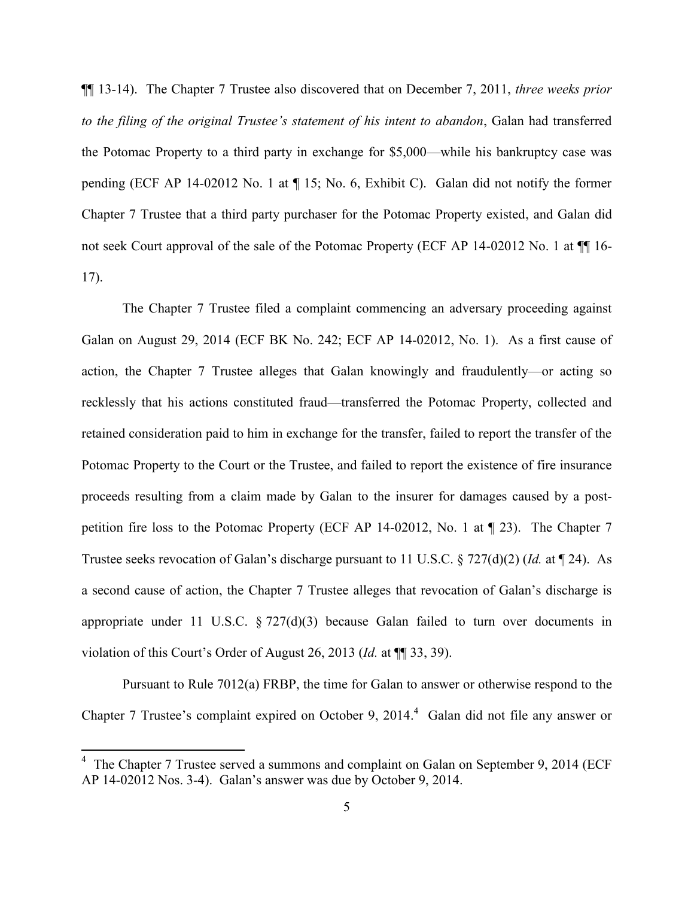¶¶ 13-14). The Chapter 7 Trustee also discovered that on December 7, 2011, *three weeks prior to the filing of the original Trustee's statement of his intent to abandon*, Galan had transferred the Potomac Property to a third party in exchange for $5,000—while his bankruptcy case was pending (ECF AP 14-02012 No. 1 at ¶ 15; No. 6, Exhibit C). Galan did not notify the former Chapter 7 Trustee that a third party purchaser for the Potomac Property existed, and Galan did not seek Court approval of the sale of the Potomac Property (ECF AP 14-02012 No. 1 at ¶¶ 16-17).

The Chapter 7 Trustee filed a complaint commencing an adversary proceeding against Galan on August 29, 2014 (ECF BK No. 242; ECF AP 14-02012, No. 1). As a first cause of action, the Chapter 7 Trustee alleges that Galan knowingly and fraudulently—or acting so recklessly that his actions constituted fraud—transferred the Potomac Property, collected and retained consideration paid to him in exchange for the transfer, failed to report the transfer of the Potomac Property to the Court or the Trustee, and failed to report the existence of fire insurance proceeds resulting from a claim made by Galan to the insurer for damages caused by a post-petition fire loss to the Potomac Property (ECF AP 14-02012, No. 1 at ¶ 23). The Chapter 7 Trustee seeks revocation of Galan's discharge pursuant to 11 U.S.C. § 727(d)(2) (*Id.* at ¶ 24). As a second cause of action, the Chapter 7 Trustee alleges that revocation of Galan's discharge is appropriate under 11 U.S.C. § 727(d)(3) because Galan failed to turn over documents in violation of this Court's Order of August 26, 2013 (*Id.* at ¶¶ 33, 39).

Pursuant to Rule 7012(a) FRBP, the time for Galan to answer or otherwise respond to the Chapter 7 Trustee's complaint expired on October 9, 2014.[4] Galan did not file any answer or

---

[4] The Chapter 7 Trustee served a summons and complaint on Galan on September 9, 2014 (ECF AP 14-02012 Nos. 3-4). Galan's answer was due by October 9, 2014.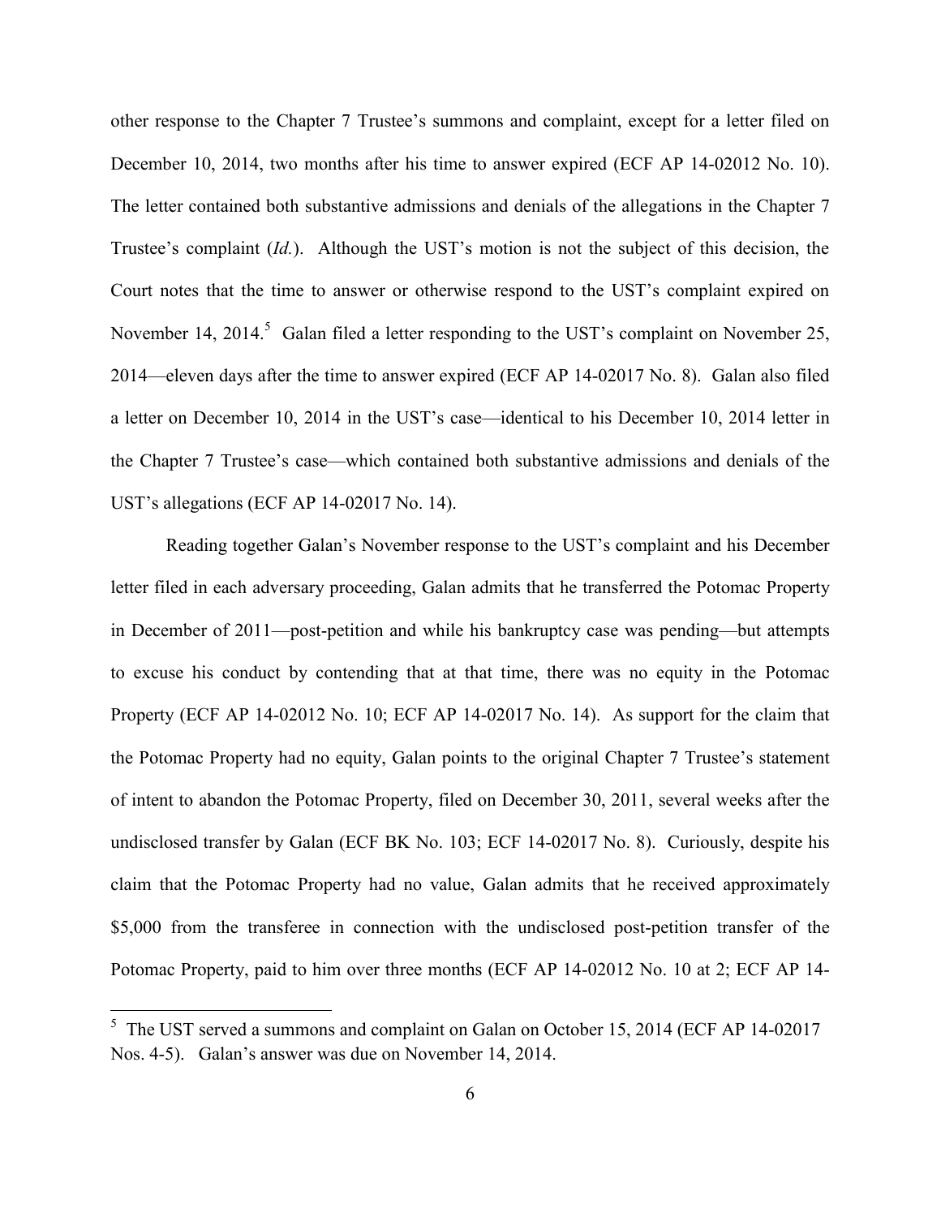other response to the Chapter 7 Trustee's summons and complaint, except for a letter filed on December 10, 2014, two months after his time to answer expired (ECF AP 14-02012 No. 10). The letter contained both substantive admissions and denials of the allegations in the Chapter 7 Trustee's complaint (*Id.*). Although the UST's motion is not the subject of this decision, the Court notes that the time to answer or otherwise respond to the UST's complaint expired on November 14, 2014.[5] Galan filed a letter responding to the UST's complaint on November 25, 2014—eleven days after the time to answer expired (ECF AP 14-02017 No. 8). Galan also filed a letter on December 10, 2014 in the UST's case—identical to his December 10, 2014 letter in the Chapter 7 Trustee's case—which contained both substantive admissions and denials of the UST's allegations (ECF AP 14-02017 No. 14).

Reading together Galan's November response to the UST's complaint and his December letter filed in each adversary proceeding, Galan admits that he transferred the Potomac Property in December of 2011—post-petition and while his bankruptcy case was pending—but attempts to excuse his conduct by contending that at that time, there was no equity in the Potomac Property (ECF AP 14-02012 No. 10; ECF AP 14-02017 No. 14). As support for the claim that the Potomac Property had no equity, Galan points to the original Chapter 7 Trustee's statement of intent to abandon the Potomac Property, filed on December 30, 2011, several weeks after the undisclosed transfer by Galan (ECF BK No. 103; ECF 14-02017 No. 8). Curiously, despite his claim that the Potomac Property had no value, Galan admits that he received approximately $5,000 from the transferee in connection with the undisclosed post-petition transfer of the Potomac Property, paid to him over three months (ECF AP 14-02012 No. 10 at 2; ECF AP 14-

---

[5] The UST served a summons and complaint on Galan on October 15, 2014 (ECF AP 14-02017 Nos. 4-5). Galan's answer was due on November 14, 2014.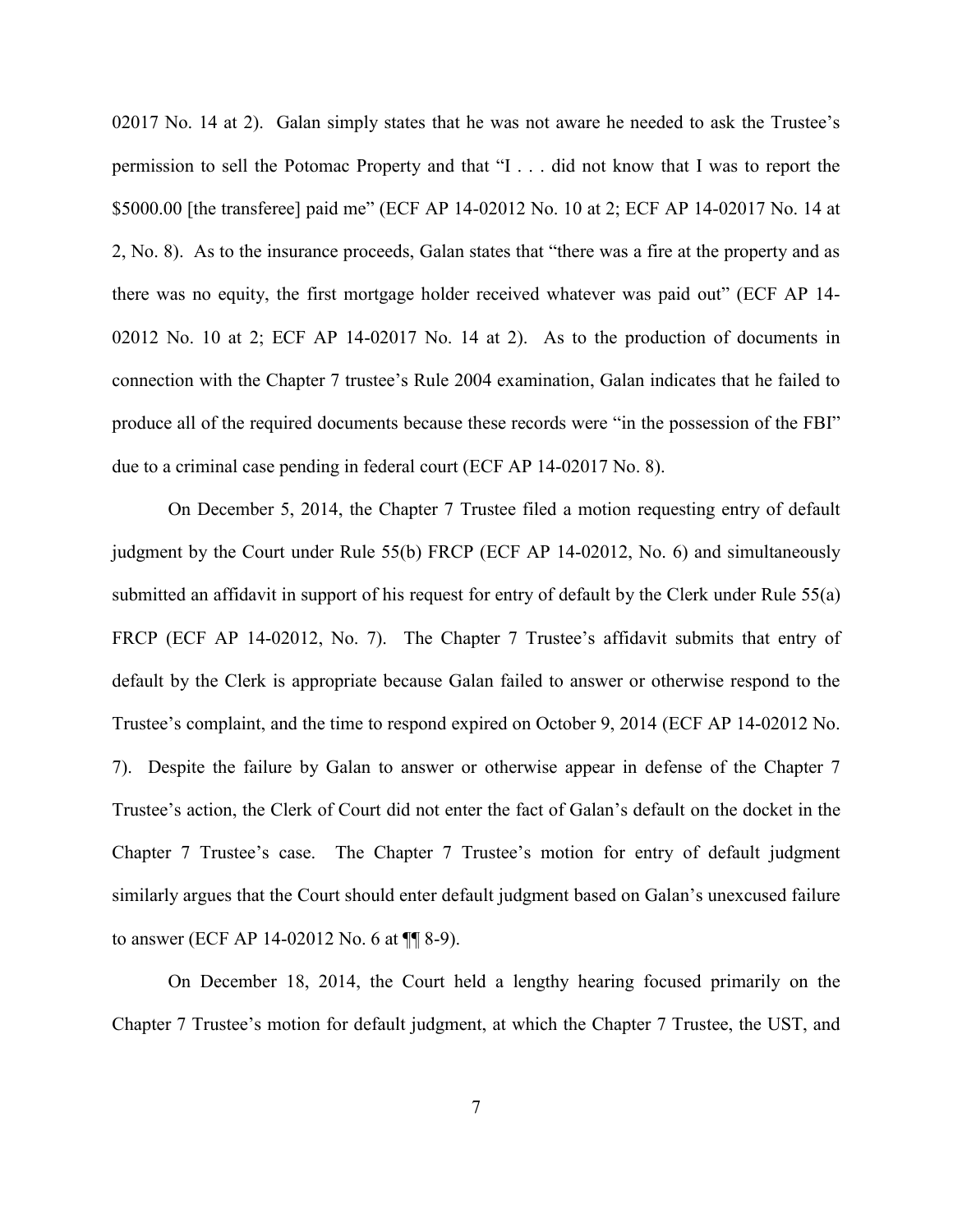02017 No. 14 at 2). Galan simply states that he was not aware he needed to ask the Trustee's permission to sell the Potomac Property and that "I . . . did not know that I was to report the $5000.00 [the transferee] paid me" (ECF AP 14-02012 No. 10 at 2; ECF AP 14-02017 No. 14 at 2, No. 8). As to the insurance proceeds, Galan states that "there was a fire at the property and as there was no equity, the first mortgage holder received whatever was paid out" (ECF AP 14-02012 No. 10 at 2; ECF AP 14-02017 No. 14 at 2). As to the production of documents in connection with the Chapter 7 trustee's Rule 2004 examination, Galan indicates that he failed to produce all of the required documents because these records were "in the possession of the FBI" due to a criminal case pending in federal court (ECF AP 14-02017 No. 8).

On December 5, 2014, the Chapter 7 Trustee filed a motion requesting entry of default judgment by the Court under Rule 55(b) FRCP (ECF AP 14-02012, No. 6) and simultaneously submitted an affidavit in support of his request for entry of default by the Clerk under Rule 55(a) FRCP (ECF AP 14-02012, No. 7). The Chapter 7 Trustee's affidavit submits that entry of default by the Clerk is appropriate because Galan failed to answer or otherwise respond to the Trustee's complaint, and the time to respond expired on October 9, 2014 (ECF AP 14-02012 No. 7). Despite the failure by Galan to answer or otherwise appear in defense of the Chapter 7 Trustee's action, the Clerk of Court did not enter the fact of Galan's default on the docket in the Chapter 7 Trustee's case. The Chapter 7 Trustee's motion for entry of default judgment similarly argues that the Court should enter default judgment based on Galan's unexcused failure to answer (ECF AP 14-02012 No. 6 at ¶¶ 8-9).

On December 18, 2014, the Court held a lengthy hearing focused primarily on the Chapter 7 Trustee's motion for default judgment, at which the Chapter 7 Trustee, the UST, and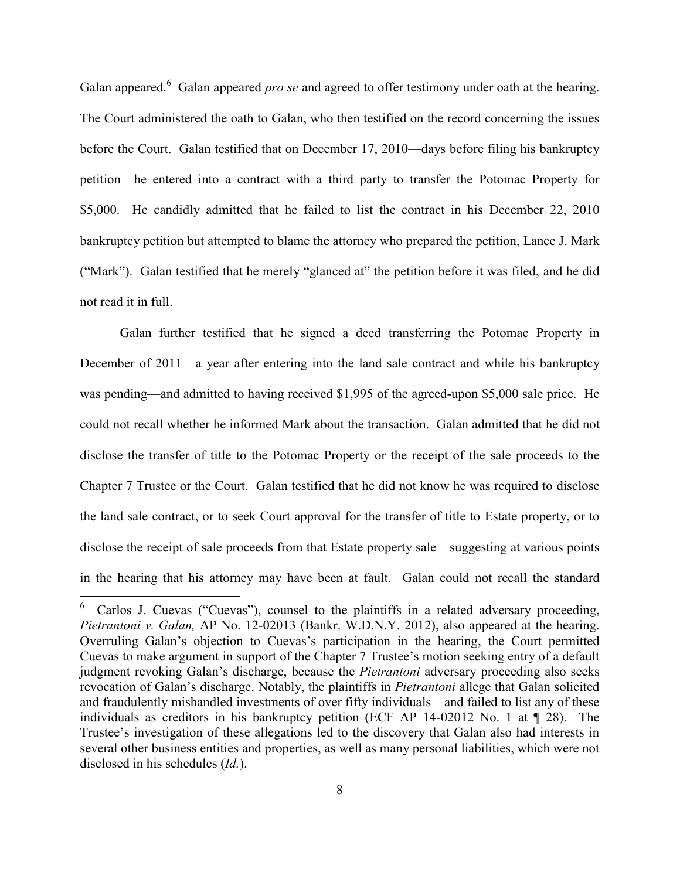Galan appeared.[6] Galan appeared *pro se* and agreed to offer testimony under oath at the hearing. The Court administered the oath to Galan, who then testified on the record concerning the issues before the Court. Galan testified that on December 17, 2010—days before filing his bankruptcy petition—he entered into a contract with a third party to transfer the Potomac Property for $5,000. He candidly admitted that he failed to list the contract in his December 22, 2010 bankruptcy petition but attempted to blame the attorney who prepared the petition, Lance J. Mark ("Mark"). Galan testified that he merely "glanced at" the petition before it was filed, and he did not read it in full.

Galan further testified that he signed a deed transferring the Potomac Property in December of 2011—a year after entering into the land sale contract and while his bankruptcy was pending—and admitted to having received $1,995 of the agreed-upon $5,000 sale price. He could not recall whether he informed Mark about the transaction. Galan admitted that he did not disclose the transfer of title to the Potomac Property or the receipt of the sale proceeds to the Chapter 7 Trustee or the Court. Galan testified that he did not know he was required to disclose the land sale contract, or to seek Court approval for the transfer of title to Estate property, or to disclose the receipt of sale proceeds from that Estate property sale—suggesting at various points in the hearing that his attorney may have been at fault. Galan could not recall the standard

---

[6] Carlos J. Cuevas ("Cuevas"), counsel to the plaintiffs in a related adversary proceeding, *Pietrantoni v. Galan,* AP No. 12-02013 (Bankr. W.D.N.Y. 2012), also appeared at the hearing. Overruling Galan's objection to Cuevas's participation in the hearing, the Court permitted Cuevas to make argument in support of the Chapter 7 Trustee's motion seeking entry of a default judgment revoking Galan's discharge, because the *Pietrantoni* adversary proceeding also seeks revocation of Galan's discharge. Notably, the plaintiffs in *Pietrantoni* allege that Galan solicited and fraudulently mishandled investments of over fifty individuals—and failed to list any of these individuals as creditors in his bankruptcy petition (ECF AP 14-02012 No. 1 at ¶ 28). The Trustee's investigation of these allegations led to the discovery that Galan also had interests in several other business entities and properties, as well as many personal liabilities, which were not disclosed in his schedules (*Id.*).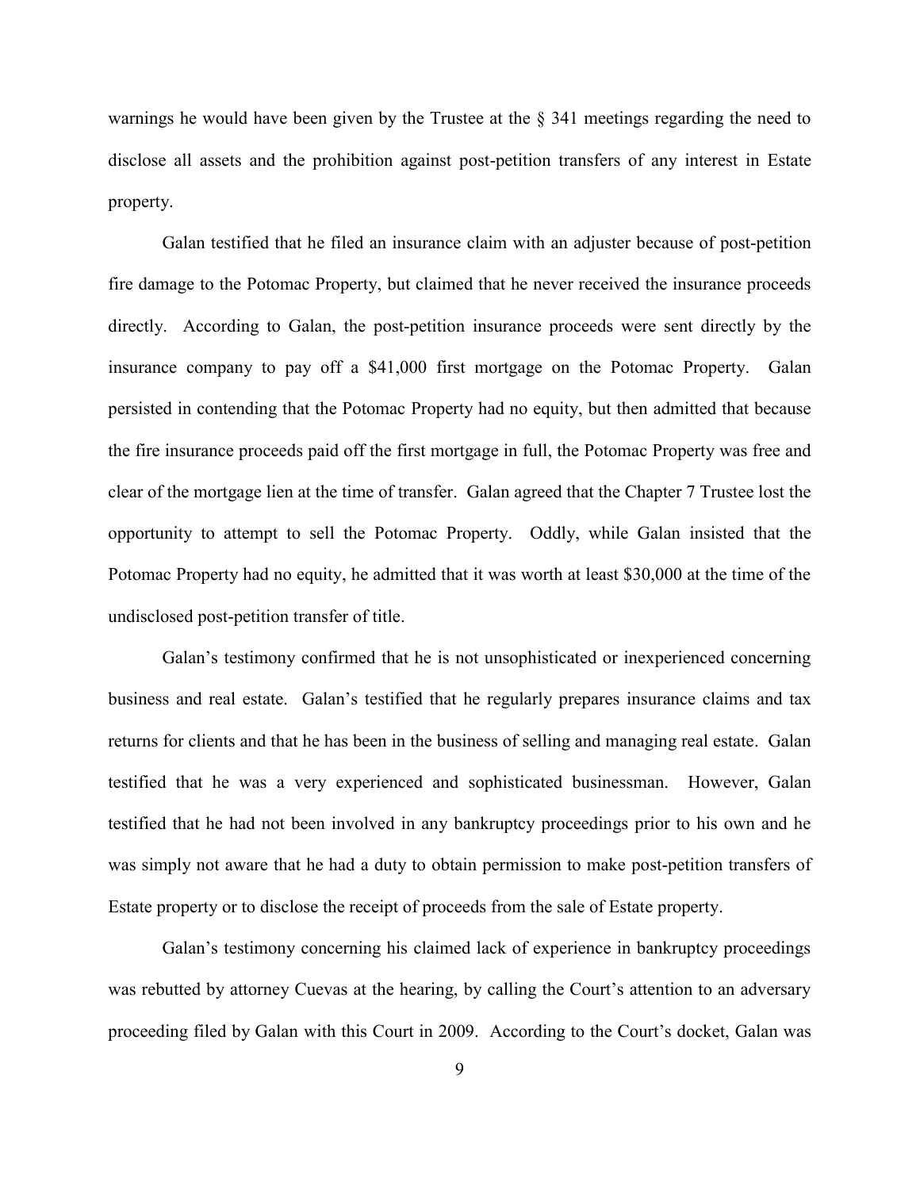warnings he would have been given by the Trustee at the § 341 meetings regarding the need to disclose all assets and the prohibition against post-petition transfers of any interest in Estate property.

Galan testified that he filed an insurance claim with an adjuster because of post-petition fire damage to the Potomac Property, but claimed that he never received the insurance proceeds directly. According to Galan, the post-petition insurance proceeds were sent directly by the insurance company to pay off a $41,000 first mortgage on the Potomac Property. Galan persisted in contending that the Potomac Property had no equity, but then admitted that because the fire insurance proceeds paid off the first mortgage in full, the Potomac Property was free and clear of the mortgage lien at the time of transfer. Galan agreed that the Chapter 7 Trustee lost the opportunity to attempt to sell the Potomac Property. Oddly, while Galan insisted that the Potomac Property had no equity, he admitted that it was worth at least $30,000 at the time of the undisclosed post-petition transfer of title.

Galan's testimony confirmed that he is not unsophisticated or inexperienced concerning business and real estate. Galan's testified that he regularly prepares insurance claims and tax returns for clients and that he has been in the business of selling and managing real estate. Galan testified that he was a very experienced and sophisticated businessman. However, Galan testified that he had not been involved in any bankruptcy proceedings prior to his own and he was simply not aware that he had a duty to obtain permission to make post-petition transfers of Estate property or to disclose the receipt of proceeds from the sale of Estate property.

Galan's testimony concerning his claimed lack of experience in bankruptcy proceedings was rebutted by attorney Cuevas at the hearing, by calling the Court's attention to an adversary proceeding filed by Galan with this Court in 2009. According to the Court's docket, Galan was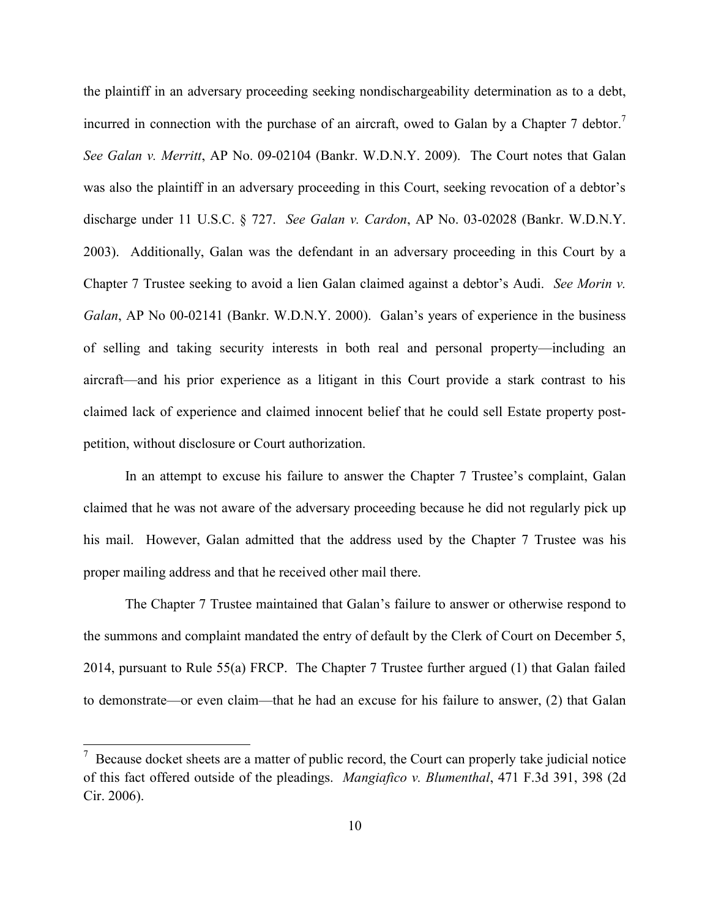the plaintiff in an adversary proceeding seeking nondischargeability determination as to a debt, incurred in connection with the purchase of an aircraft, owed to Galan by a Chapter 7 debtor.[7] *See Galan v. Merritt*, AP No. 09-02104 (Bankr. W.D.N.Y. 2009). The Court notes that Galan was also the plaintiff in an adversary proceeding in this Court, seeking revocation of a debtor's discharge under 11 U.S.C. § 727. *See Galan v. Cardon*, AP No. 03-02028 (Bankr. W.D.N.Y. 2003). Additionally, Galan was the defendant in an adversary proceeding in this Court by a Chapter 7 Trustee seeking to avoid a lien Galan claimed against a debtor's Audi. *See Morin v. Galan*, AP No 00-02141 (Bankr. W.D.N.Y. 2000). Galan's years of experience in the business of selling and taking security interests in both real and personal property—including an aircraft—and his prior experience as a litigant in this Court provide a stark contrast to his claimed lack of experience and claimed innocent belief that he could sell Estate property post-petition, without disclosure or Court authorization.

In an attempt to excuse his failure to answer the Chapter 7 Trustee's complaint, Galan claimed that he was not aware of the adversary proceeding because he did not regularly pick up his mail. However, Galan admitted that the address used by the Chapter 7 Trustee was his proper mailing address and that he received other mail there.

The Chapter 7 Trustee maintained that Galan's failure to answer or otherwise respond to the summons and complaint mandated the entry of default by the Clerk of Court on December 5, 2014, pursuant to Rule 55(a) FRCP. The Chapter 7 Trustee further argued (1) that Galan failed to demonstrate—or even claim—that he had an excuse for his failure to answer, (2) that Galan

[7] Because docket sheets are a matter of public record, the Court can properly take judicial notice of this fact offered outside of the pleadings. *Mangiafico v. Blumenthal*, 471 F.3d 391, 398 (2d Cir. 2006).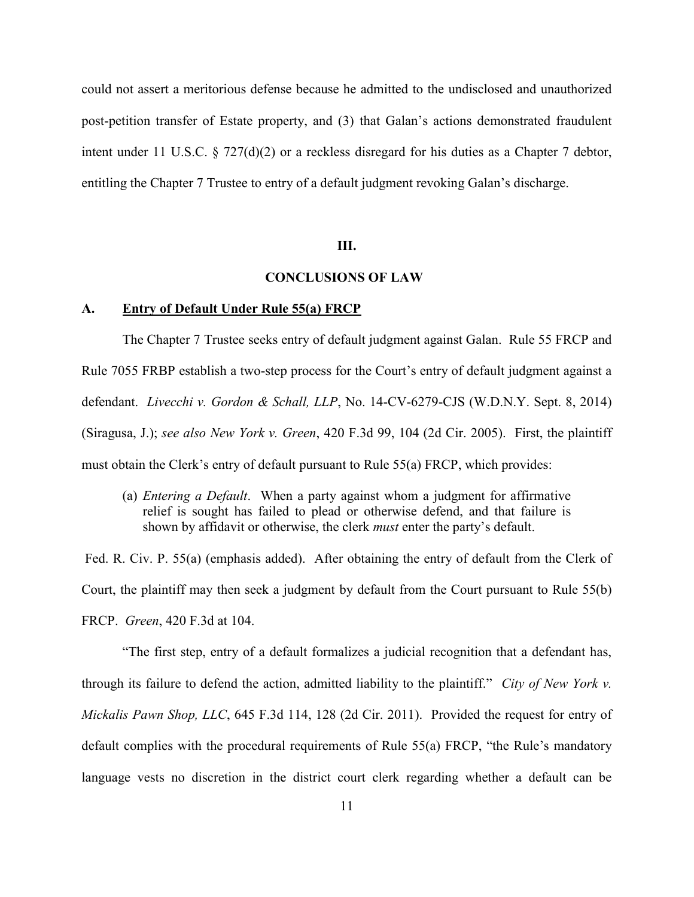could not assert a meritorious defense because he admitted to the undisclosed and unauthorized post-petition transfer of Estate property, and (3) that Galan's actions demonstrated fraudulent intent under 11 U.S.C. § 727(d)(2) or a reckless disregard for his duties as a Chapter 7 debtor, entitling the Chapter 7 Trustee to entry of a default judgment revoking Galan's discharge.

## III.

## CONCLUSIONS OF LAW

### A. <u>Entry of Default Under Rule 55(a) FRCP</u>

The Chapter 7 Trustee seeks entry of default judgment against Galan. Rule 55 FRCP and Rule 7055 FRBP establish a two-step process for the Court's entry of default judgment against a defendant. *Livecchi v. Gordon & Schall, LLP*, No. 14-CV-6279-CJS (W.D.N.Y. Sept. 8, 2014) (Siragusa, J.); *see also New York v. Green*, 420 F.3d 99, 104 (2d Cir. 2005). First, the plaintiff must obtain the Clerk's entry of default pursuant to Rule 55(a) FRCP, which provides:

> (a) *Entering a Default*. When a party against whom a judgment for affirmative relief is sought has failed to plead or otherwise defend, and that failure is shown by affidavit or otherwise, the clerk *must* enter the party's default.

Fed. R. Civ. P. 55(a) (emphasis added). After obtaining the entry of default from the Clerk of Court, the plaintiff may then seek a judgment by default from the Court pursuant to Rule 55(b) FRCP. *Green*, 420 F.3d at 104.

"The first step, entry of a default formalizes a judicial recognition that a defendant has, through its failure to defend the action, admitted liability to the plaintiff." *City of New York v. Mickalis Pawn Shop, LLC*, 645 F.3d 114, 128 (2d Cir. 2011). Provided the request for entry of default complies with the procedural requirements of Rule 55(a) FRCP, "the Rule's mandatory language vests no discretion in the district court clerk regarding whether a default can be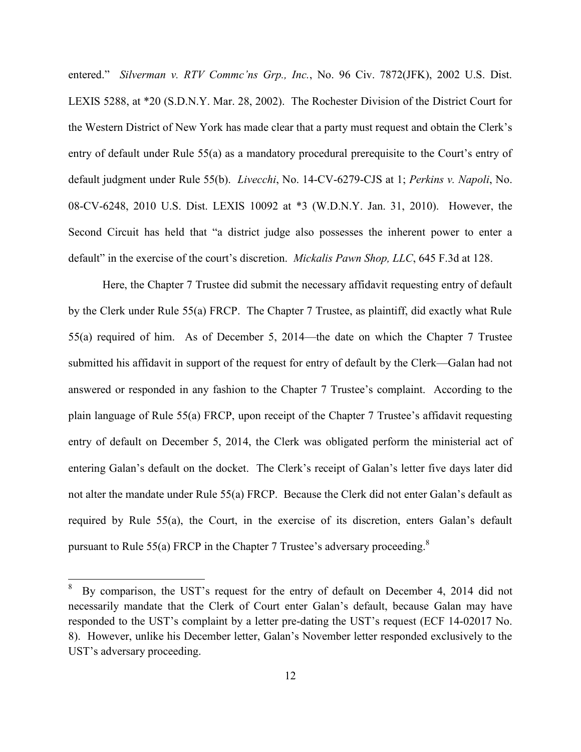entered." *Silverman v. RTV Commc'ns Grp., Inc.*, No. 96 Civ. 7872(JFK), 2002 U.S. Dist. LEXIS 5288, at *20 (S.D.N.Y. Mar. 28, 2002). The Rochester Division of the District Court for the Western District of New York has made clear that a party must request and obtain the Clerk's entry of default under Rule 55(a) as a mandatory procedural prerequisite to the Court's entry of default judgment under Rule 55(b). *Livecchi*, No. 14-CV-6279-CJS at 1; *Perkins v. Napoli*, No. 08-CV-6248, 2010 U.S. Dist. LEXIS 10092 at *3 (W.D.N.Y. Jan. 31, 2010). However, the Second Circuit has held that "a district judge also possesses the inherent power to enter a default" in the exercise of the court's discretion. *Mickalis Pawn Shop, LLC*, 645 F.3d at 128.

Here, the Chapter 7 Trustee did submit the necessary affidavit requesting entry of default by the Clerk under Rule 55(a) FRCP. The Chapter 7 Trustee, as plaintiff, did exactly what Rule 55(a) required of him. As of December 5, 2014—the date on which the Chapter 7 Trustee submitted his affidavit in support of the request for entry of default by the Clerk—Galan had not answered or responded in any fashion to the Chapter 7 Trustee's complaint. According to the plain language of Rule 55(a) FRCP, upon receipt of the Chapter 7 Trustee's affidavit requesting entry of default on December 5, 2014, the Clerk was obligated perform the ministerial act of entering Galan's default on the docket. The Clerk's receipt of Galan's letter five days later did not alter the mandate under Rule 55(a) FRCP. Because the Clerk did not enter Galan's default as required by Rule 55(a), the Court, in the exercise of its discretion, enters Galan's default pursuant to Rule 55(a) FRCP in the Chapter 7 Trustee's adversary proceeding.[8]

---

[8] By comparison, the UST's request for the entry of default on December 4, 2014 did not necessarily mandate that the Clerk of Court enter Galan's default, because Galan may have responded to the UST's complaint by a letter pre-dating the UST's request (ECF 14-02017 No. 8). However, unlike his December letter, Galan's November letter responded exclusively to the UST's adversary proceeding.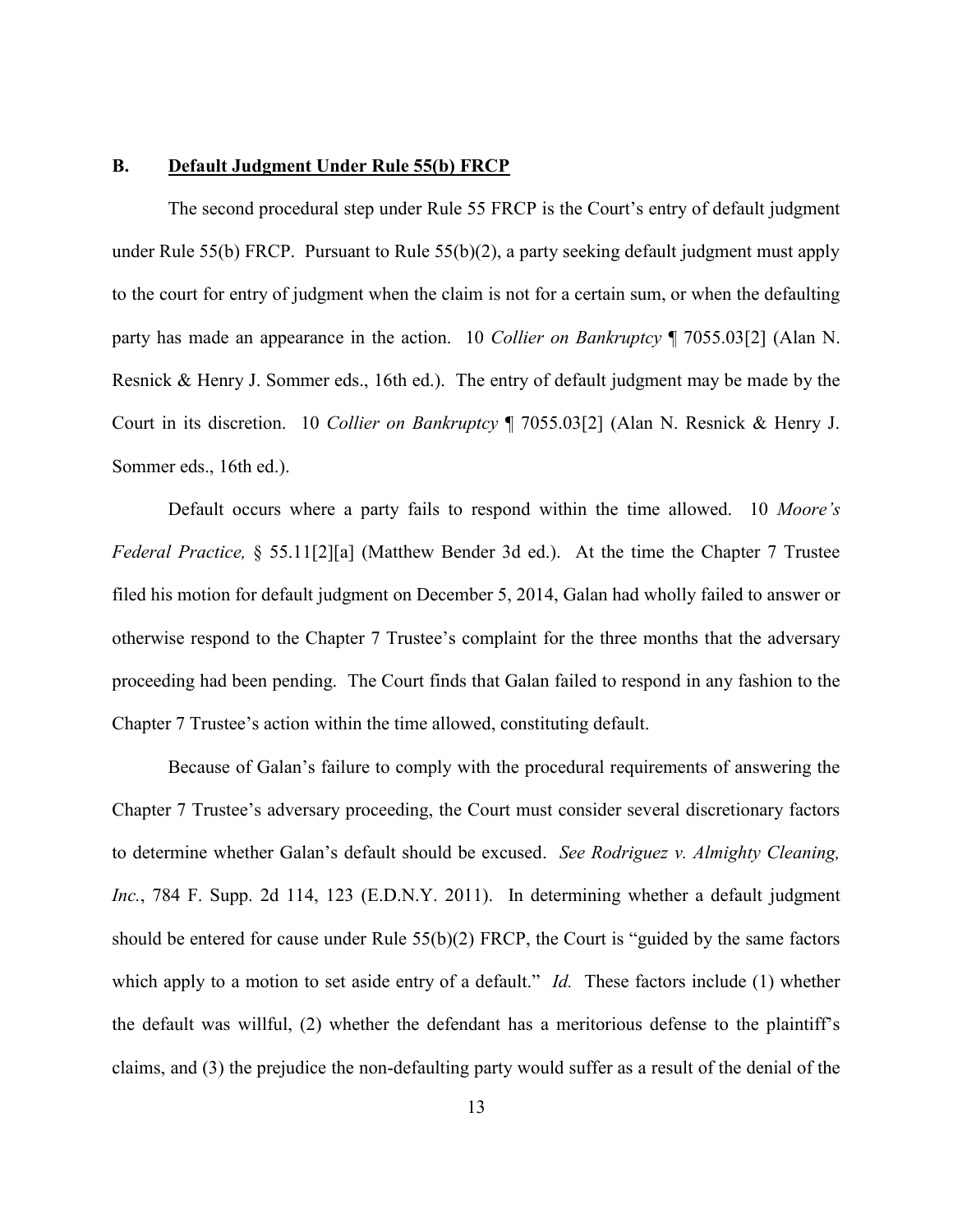### B. <u>Default Judgment Under Rule 55(b) FRCP</u>

The second procedural step under Rule 55 FRCP is the Court's entry of default judgment under Rule 55(b) FRCP. Pursuant to Rule 55(b)(2), a party seeking default judgment must apply to the court for entry of judgment when the claim is not for a certain sum, or when the defaulting party has made an appearance in the action. 10 *Collier on Bankruptcy* ¶ 7055.03[2] (Alan N. Resnick & Henry J. Sommer eds., 16th ed.). The entry of default judgment may be made by the Court in its discretion. 10 *Collier on Bankruptcy* ¶ 7055.03[2] (Alan N. Resnick & Henry J. Sommer eds., 16th ed.).

Default occurs where a party fails to respond within the time allowed. 10 *Moore's Federal Practice,* § 55.11[2][a] (Matthew Bender 3d ed.). At the time the Chapter 7 Trustee filed his motion for default judgment on December 5, 2014, Galan had wholly failed to answer or otherwise respond to the Chapter 7 Trustee's complaint for the three months that the adversary proceeding had been pending. The Court finds that Galan failed to respond in any fashion to the Chapter 7 Trustee's action within the time allowed, constituting default.

Because of Galan's failure to comply with the procedural requirements of answering the Chapter 7 Trustee's adversary proceeding, the Court must consider several discretionary factors to determine whether Galan's default should be excused. *See Rodriguez v. Almighty Cleaning, Inc.*, 784 F. Supp. 2d 114, 123 (E.D.N.Y. 2011). In determining whether a default judgment should be entered for cause under Rule 55(b)(2) FRCP, the Court is "guided by the same factors which apply to a motion to set aside entry of a default." *Id.* These factors include (1) whether the default was willful, (2) whether the defendant has a meritorious defense to the plaintiff's claims, and (3) the prejudice the non-defaulting party would suffer as a result of the denial of the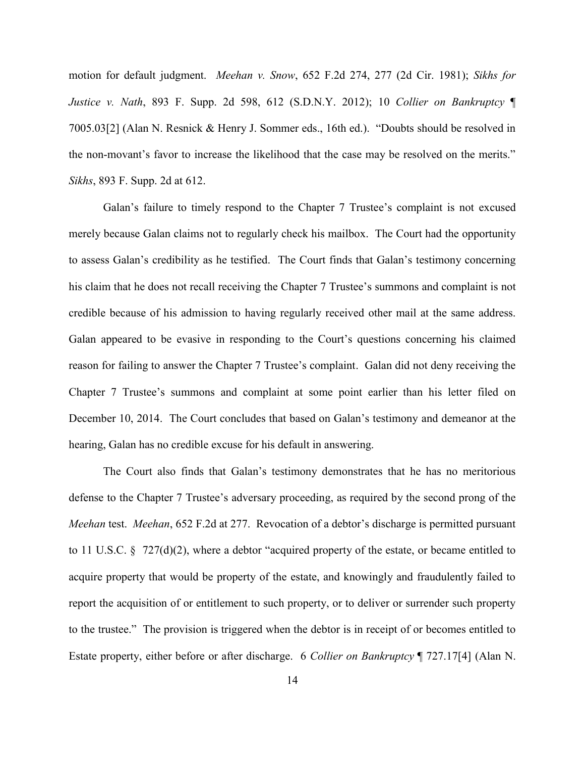motion for default judgment. *Meehan v. Snow*, 652 F.2d 274, 277 (2d Cir. 1981); *Sikhs for Justice v. Nath*, 893 F. Supp. 2d 598, 612 (S.D.N.Y. 2012); 10 *Collier on Bankruptcy* ¶ 7005.03[2] (Alan N. Resnick & Henry J. Sommer eds., 16th ed.). "Doubts should be resolved in the non-movant's favor to increase the likelihood that the case may be resolved on the merits." *Sikhs*, 893 F. Supp. 2d at 612.

Galan's failure to timely respond to the Chapter 7 Trustee's complaint is not excused merely because Galan claims not to regularly check his mailbox. The Court had the opportunity to assess Galan's credibility as he testified. The Court finds that Galan's testimony concerning his claim that he does not recall receiving the Chapter 7 Trustee's summons and complaint is not credible because of his admission to having regularly received other mail at the same address. Galan appeared to be evasive in responding to the Court's questions concerning his claimed reason for failing to answer the Chapter 7 Trustee's complaint. Galan did not deny receiving the Chapter 7 Trustee's summons and complaint at some point earlier than his letter filed on December 10, 2014. The Court concludes that based on Galan's testimony and demeanor at the hearing, Galan has no credible excuse for his default in answering.

The Court also finds that Galan's testimony demonstrates that he has no meritorious defense to the Chapter 7 Trustee's adversary proceeding, as required by the second prong of the *Meehan* test. *Meehan*, 652 F.2d at 277. Revocation of a debtor's discharge is permitted pursuant to 11 U.S.C. § 727(d)(2), where a debtor "acquired property of the estate, or became entitled to acquire property that would be property of the estate, and knowingly and fraudulently failed to report the acquisition of or entitlement to such property, or to deliver or surrender such property to the trustee." The provision is triggered when the debtor is in receipt of or becomes entitled to Estate property, either before or after discharge. 6 *Collier on Bankruptcy* ¶ 727.17[4] (Alan N.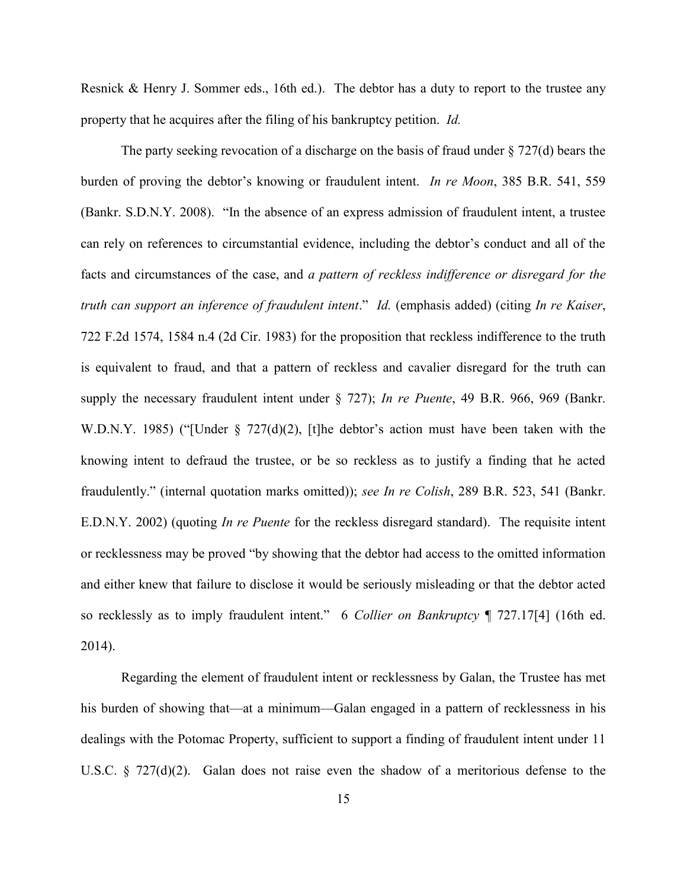Resnick & Henry J. Sommer eds., 16th ed.). The debtor has a duty to report to the trustee any property that he acquires after the filing of his bankruptcy petition. *Id.*

The party seeking revocation of a discharge on the basis of fraud under § 727(d) bears the burden of proving the debtor's knowing or fraudulent intent. *In re Moon*, 385 B.R. 541, 559 (Bankr. S.D.N.Y. 2008). "In the absence of an express admission of fraudulent intent, a trustee can rely on references to circumstantial evidence, including the debtor's conduct and all of the facts and circumstances of the case, and *a pattern of reckless indifference or disregard for the truth can support an inference of fraudulent intent*." *Id.* (emphasis added) (citing *In re Kaiser*, 722 F.2d 1574, 1584 n.4 (2d Cir. 1983) for the proposition that reckless indifference to the truth is equivalent to fraud, and that a pattern of reckless and cavalier disregard for the truth can supply the necessary fraudulent intent under § 727); *In re Puente*, 49 B.R. 966, 969 (Bankr. W.D.N.Y. 1985) ("[Under § 727(d)(2), [t]he debtor's action must have been taken with the knowing intent to defraud the trustee, or be so reckless as to justify a finding that he acted fraudulently." (internal quotation marks omitted)); *see In re Colish*, 289 B.R. 523, 541 (Bankr. E.D.N.Y. 2002) (quoting *In re Puente* for the reckless disregard standard). The requisite intent or recklessness may be proved "by showing that the debtor had access to the omitted information and either knew that failure to disclose it would be seriously misleading or that the debtor acted so recklessly as to imply fraudulent intent." 6 *Collier on Bankruptcy* ¶ 727.17[4] (16th ed. 2014).

Regarding the element of fraudulent intent or recklessness by Galan, the Trustee has met his burden of showing that—at a minimum—Galan engaged in a pattern of recklessness in his dealings with the Potomac Property, sufficient to support a finding of fraudulent intent under 11 U.S.C. § 727(d)(2). Galan does not raise even the shadow of a meritorious defense to the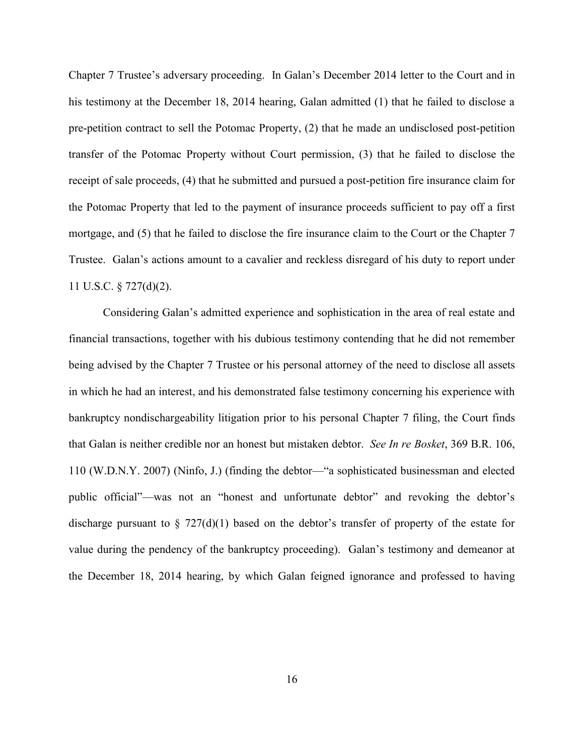Chapter 7 Trustee's adversary proceeding. In Galan's December 2014 letter to the Court and in his testimony at the December 18, 2014 hearing, Galan admitted (1) that he failed to disclose a pre-petition contract to sell the Potomac Property, (2) that he made an undisclosed post-petition transfer of the Potomac Property without Court permission, (3) that he failed to disclose the receipt of sale proceeds, (4) that he submitted and pursued a post-petition fire insurance claim for the Potomac Property that led to the payment of insurance proceeds sufficient to pay off a first mortgage, and (5) that he failed to disclose the fire insurance claim to the Court or the Chapter 7 Trustee. Galan's actions amount to a cavalier and reckless disregard of his duty to report under 11 U.S.C. § 727(d)(2).

Considering Galan's admitted experience and sophistication in the area of real estate and financial transactions, together with his dubious testimony contending that he did not remember being advised by the Chapter 7 Trustee or his personal attorney of the need to disclose all assets in which he had an interest, and his demonstrated false testimony concerning his experience with bankruptcy nondischargeability litigation prior to his personal Chapter 7 filing, the Court finds that Galan is neither credible nor an honest but mistaken debtor. *See In re Bosket*, 369 B.R. 106, 110 (W.D.N.Y. 2007) (Ninfo, J.) (finding the debtor—"a sophisticated businessman and elected public official"—was not an "honest and unfortunate debtor" and revoking the debtor's discharge pursuant to § 727(d)(1) based on the debtor's transfer of property of the estate for value during the pendency of the bankruptcy proceeding). Galan's testimony and demeanor at the December 18, 2014 hearing, by which Galan feigned ignorance and professed to having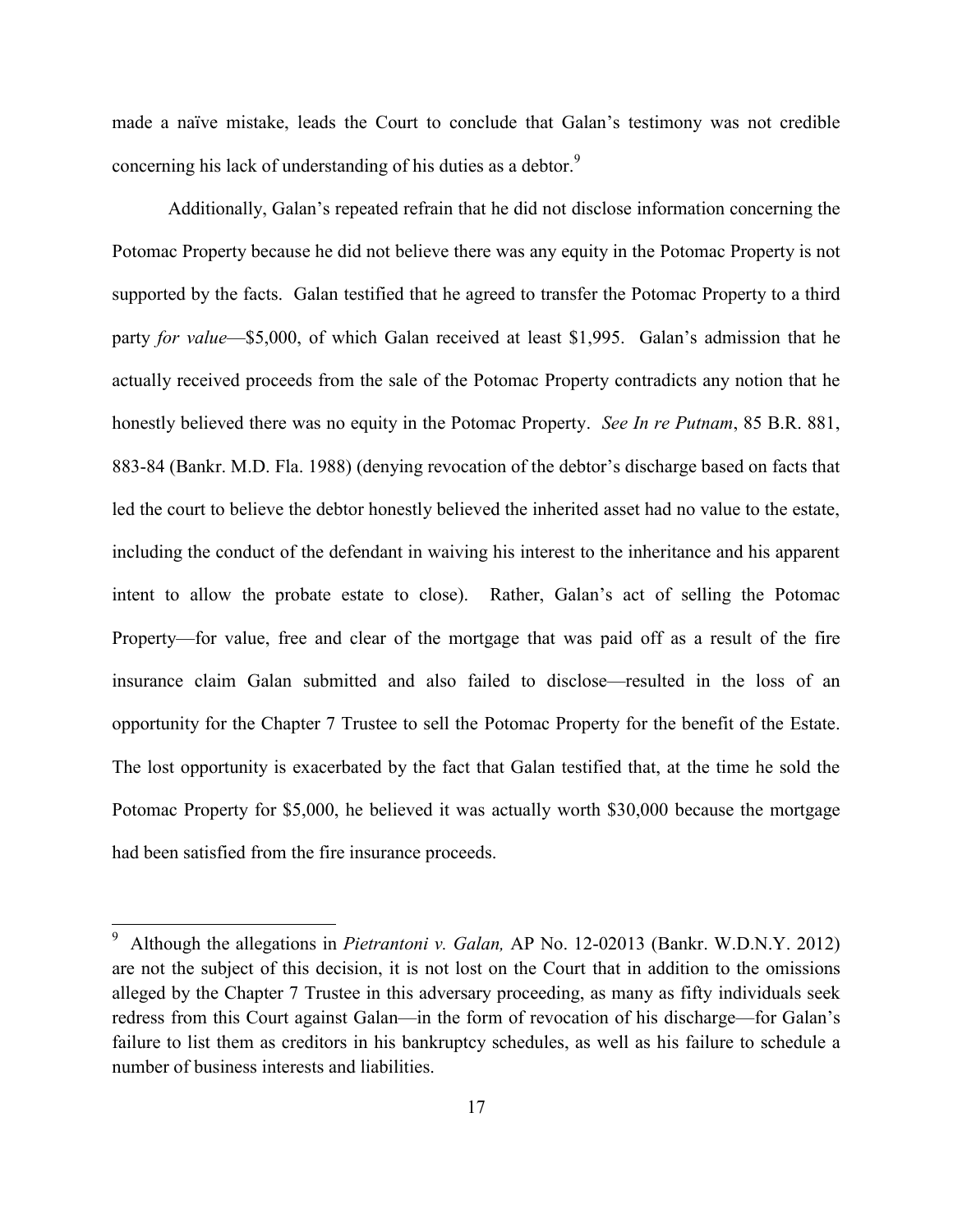made a naïve mistake, leads the Court to conclude that Galan's testimony was not credible concerning his lack of understanding of his duties as a debtor.[9]

Additionally, Galan's repeated refrain that he did not disclose information concerning the Potomac Property because he did not believe there was any equity in the Potomac Property is not supported by the facts. Galan testified that he agreed to transfer the Potomac Property to a third party *for value*—$5,000, of which Galan received at least $1,995. Galan's admission that he actually received proceeds from the sale of the Potomac Property contradicts any notion that he honestly believed there was no equity in the Potomac Property. *See In re Putnam*, 85 B.R. 881, 883-84 (Bankr. M.D. Fla. 1988) (denying revocation of the debtor's discharge based on facts that led the court to believe the debtor honestly believed the inherited asset had no value to the estate, including the conduct of the defendant in waiving his interest to the inheritance and his apparent intent to allow the probate estate to close). Rather, Galan's act of selling the Potomac Property—for value, free and clear of the mortgage that was paid off as a result of the fire insurance claim Galan submitted and also failed to disclose—resulted in the loss of an opportunity for the Chapter 7 Trustee to sell the Potomac Property for the benefit of the Estate. The lost opportunity is exacerbated by the fact that Galan testified that, at the time he sold the Potomac Property for $5,000, he believed it was actually worth $30,000 because the mortgage had been satisfied from the fire insurance proceeds.

---

[9] Although the allegations in *Pietrantoni v. Galan,* AP No. 12-02013 (Bankr. W.D.N.Y. 2012) are not the subject of this decision, it is not lost on the Court that in addition to the omissions alleged by the Chapter 7 Trustee in this adversary proceeding, as many as fifty individuals seek redress from this Court against Galan—in the form of revocation of his discharge—for Galan's failure to list them as creditors in his bankruptcy schedules, as well as his failure to schedule a number of business interests and liabilities.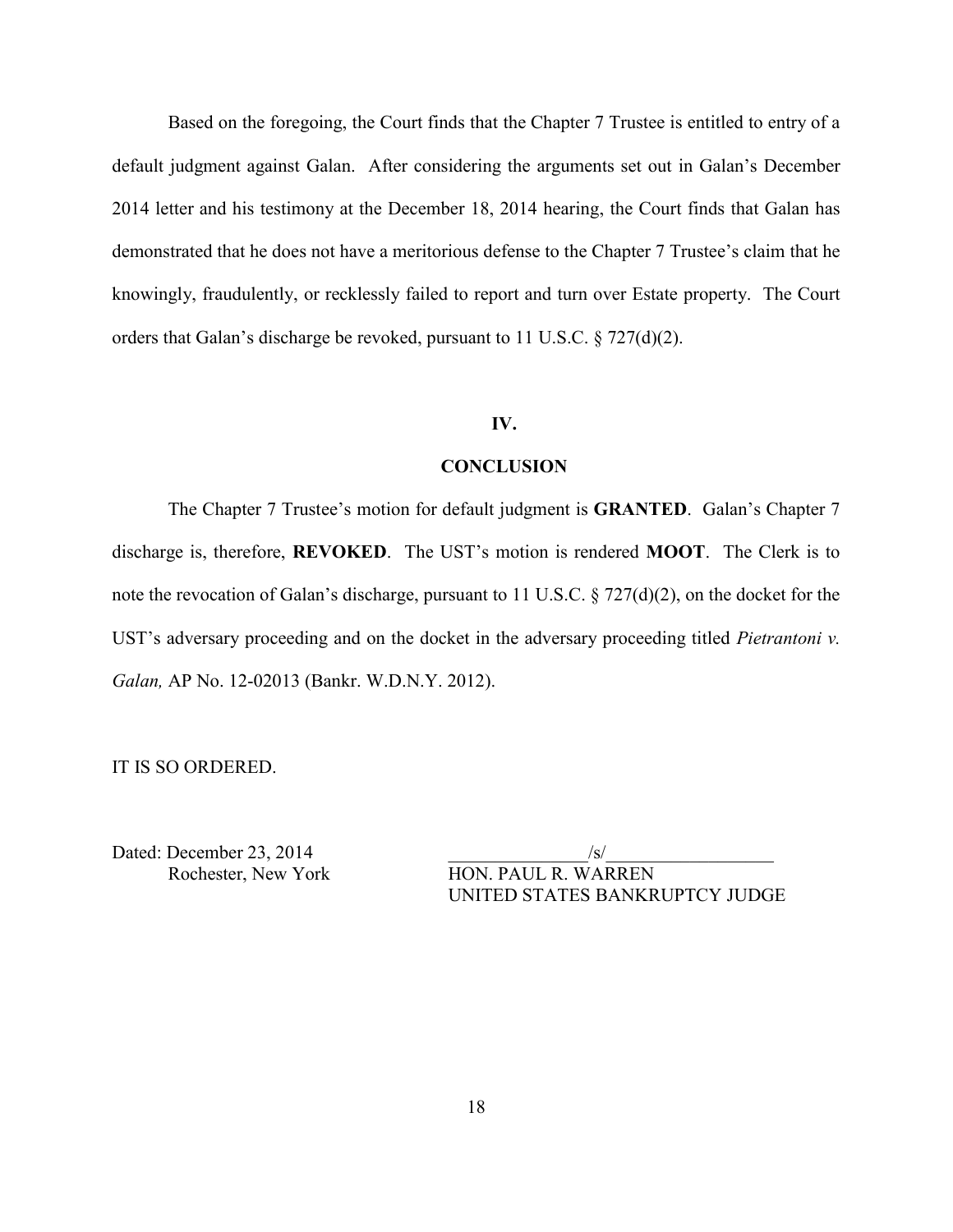Based on the foregoing, the Court finds that the Chapter 7 Trustee is entitled to entry of a default judgment against Galan. After considering the arguments set out in Galan's December 2014 letter and his testimony at the December 18, 2014 hearing, the Court finds that Galan has demonstrated that he does not have a meritorious defense to the Chapter 7 Trustee's claim that he knowingly, fraudulently, or recklessly failed to report and turn over Estate property. The Court orders that Galan's discharge be revoked, pursuant to 11 U.S.C. § 727(d)(2).

## IV.

## CONCLUSION

The Chapter 7 Trustee's motion for default judgment is **GRANTED**. Galan's Chapter 7 discharge is, therefore, **REVOKED**. The UST's motion is rendered **MOOT**. The Clerk is to note the revocation of Galan's discharge, pursuant to 11 U.S.C. § 727(d)(2), on the docket for the UST's adversary proceeding and on the docket in the adversary proceeding titled *Pietrantoni v. Galan,* AP No. 12-02013 (Bankr. W.D.N.Y. 2012).

IT IS SO ORDERED.

Dated: December 23, 2014
Rochester, New York

/s/
HON. PAUL R. WARREN
UNITED STATES BANKRUPTCY JUDGE